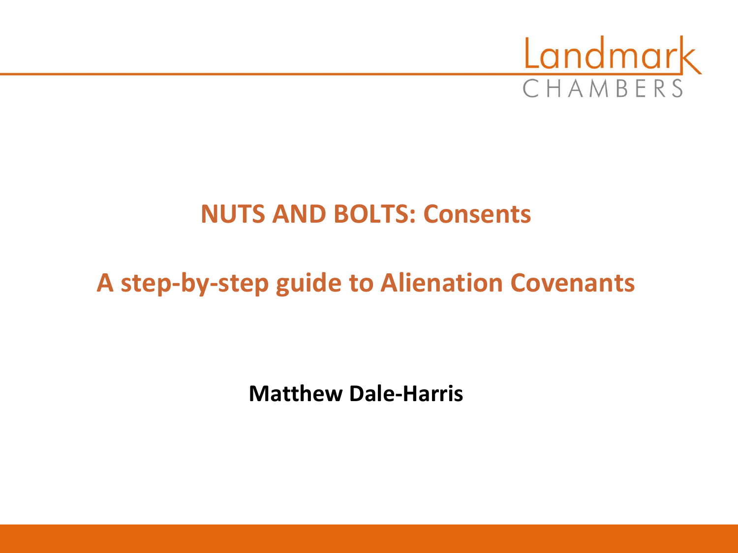Landmark
CHAMBERS

# NUTS AND BOLTS: Consents

## A step-by-step guide to Alienation Covenants

**Matthew Dale-Harris**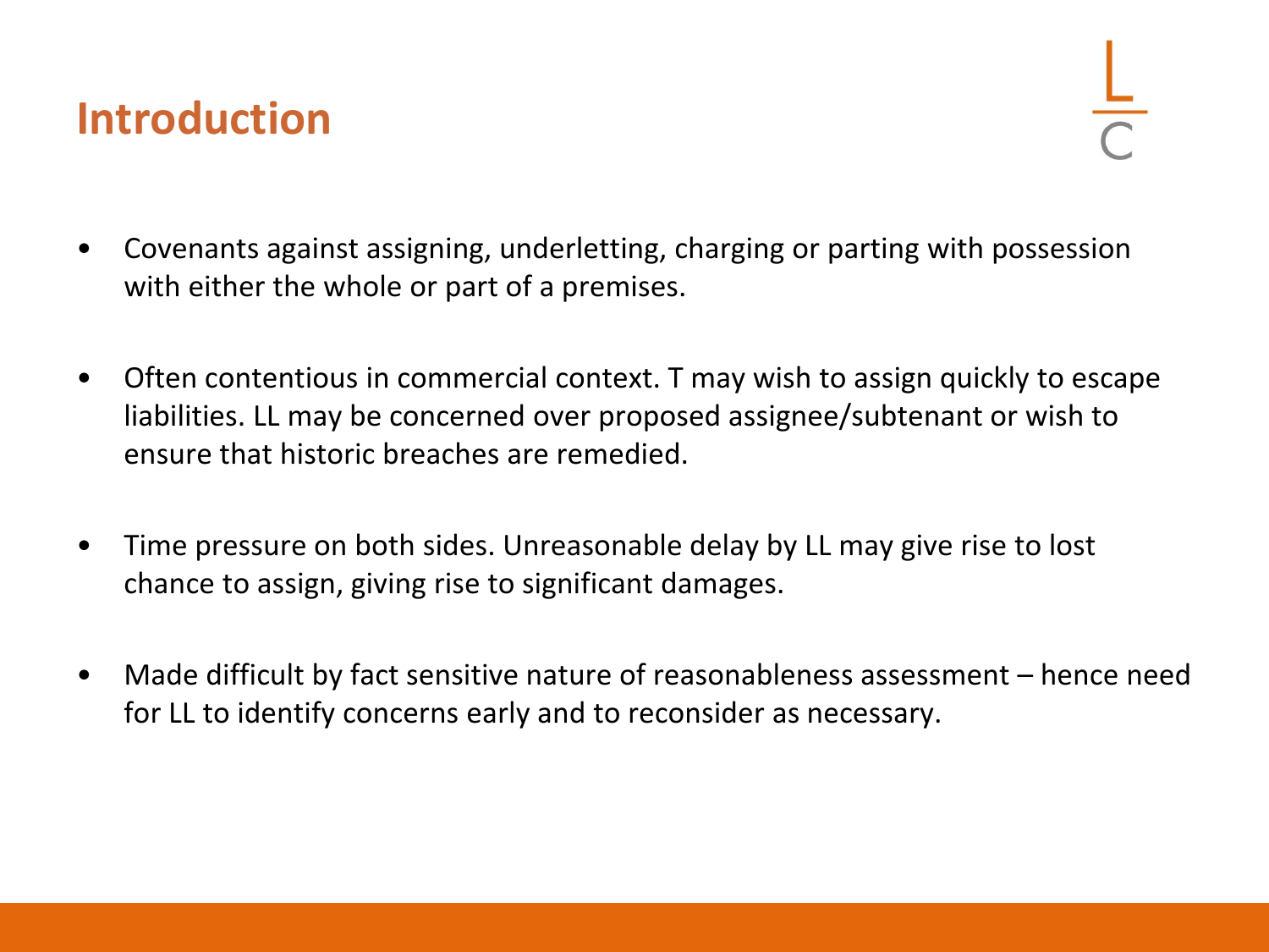# Introduction

- Covenants against assigning, underletting, charging or parting with possession with either the whole or part of a premises.

- Often contentious in commercial context. T may wish to assign quickly to escape liabilities. LL may be concerned over proposed assignee/subtenant or wish to ensure that historic breaches are remedied.

- Time pressure on both sides. Unreasonable delay by LL may give rise to lost chance to assign, giving rise to significant damages.

- Made difficult by fact sensitive nature of reasonableness assessment – hence need for LL to identify concerns early and to reconsider as necessary.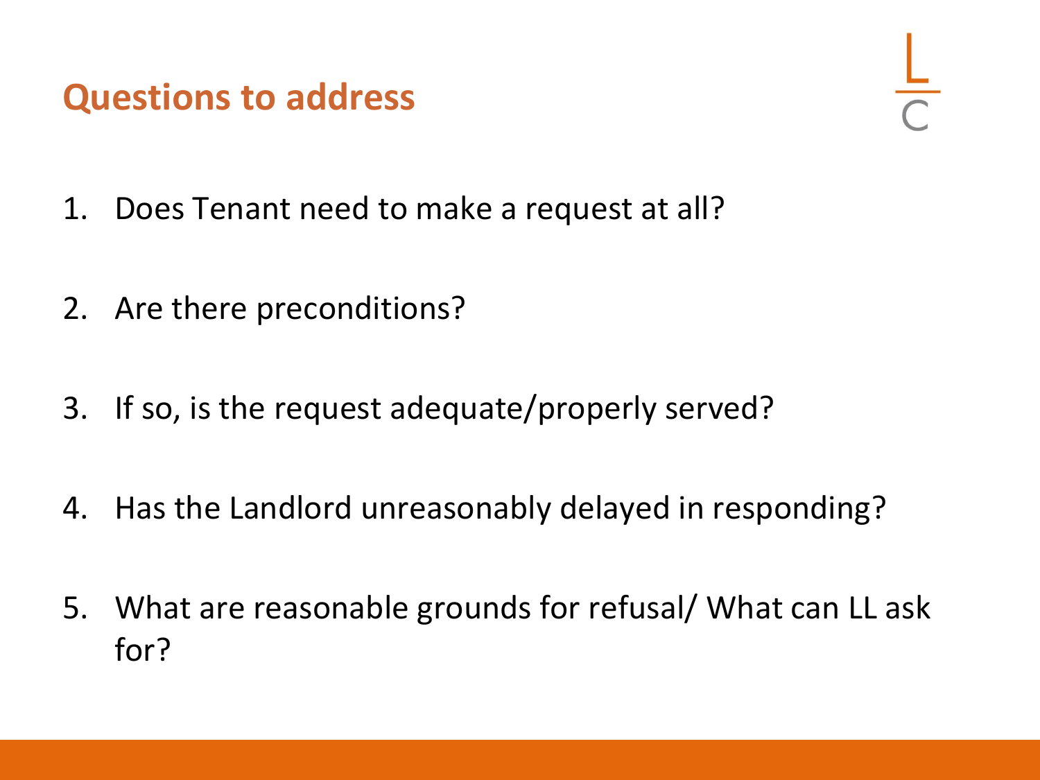## Questions to address

1. Does Tenant need to make a request at all?

2. Are there preconditions?

3. If so, is the request adequate/properly served?

4. Has the Landlord unreasonably delayed in responding?

5. What are reasonable grounds for refusal/ What can LL ask for?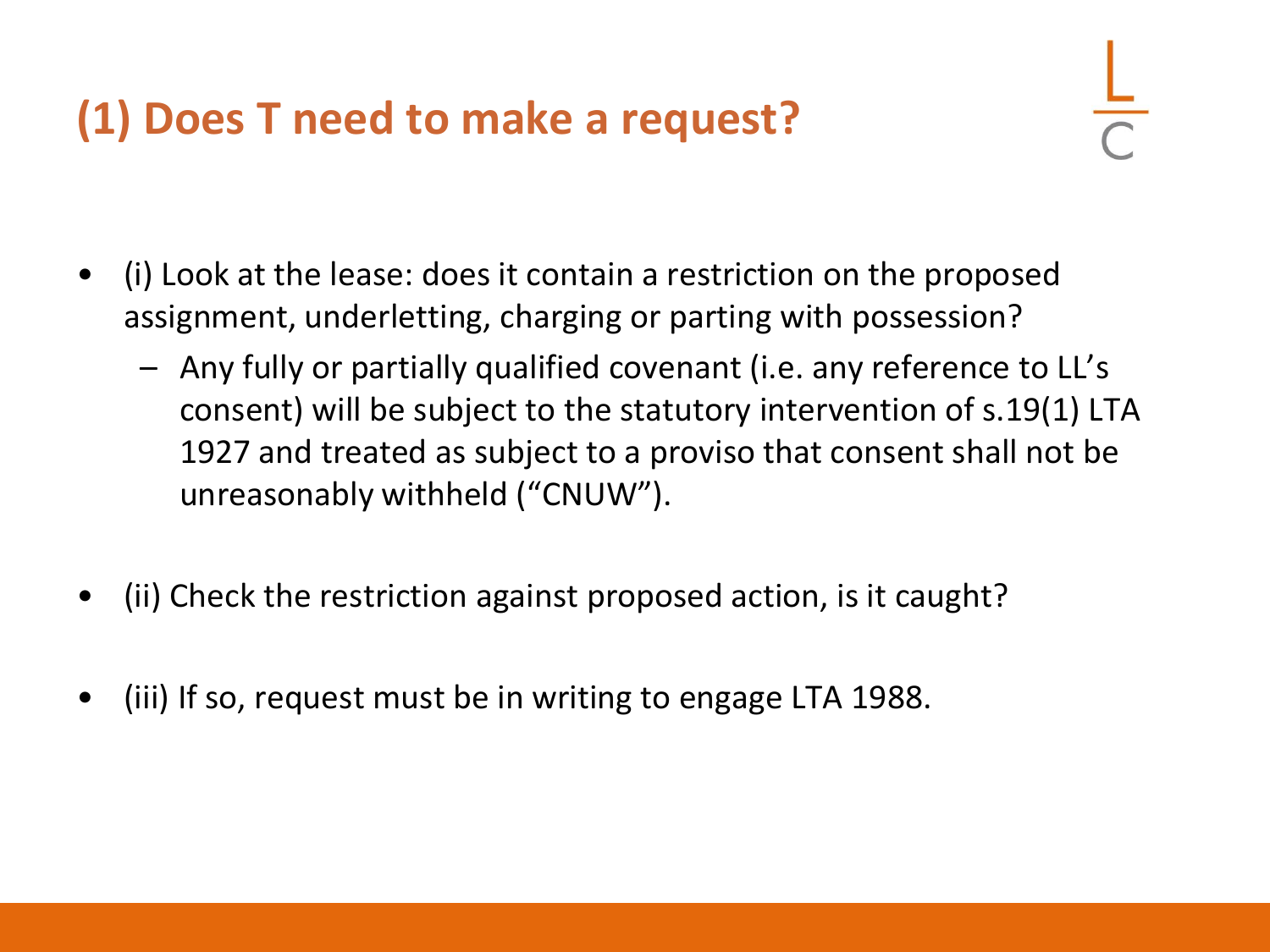# (1) Does T need to make a request?

- (i) Look at the lease: does it contain a restriction on the proposed assignment, underletting, charging or parting with possession?
  - Any fully or partially qualified covenant (i.e. any reference to LL's consent) will be subject to the statutory intervention of s.19(1) LTA 1927 and treated as subject to a proviso that consent shall not be unreasonably withheld ("CNUW").
- (ii) Check the restriction against proposed action, is it caught?
- (iii) If so, request must be in writing to engage LTA 1988.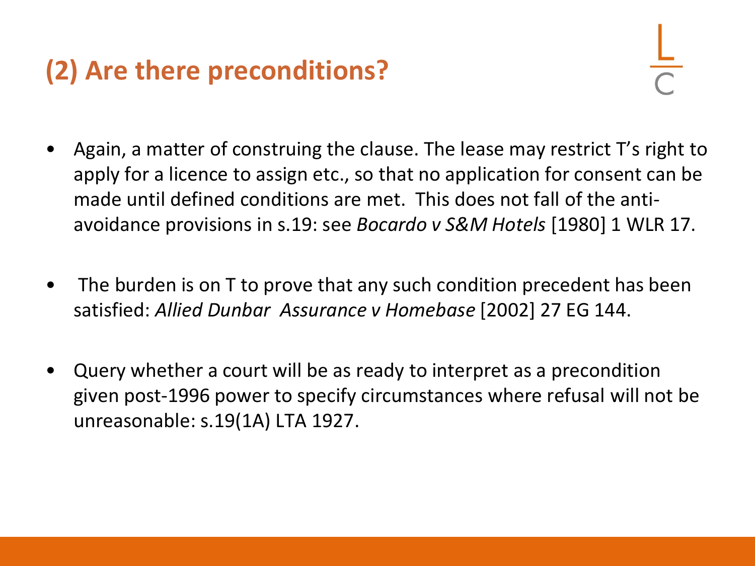## (2) Are there preconditions?

- Again, a matter of construing the clause. The lease may restrict T's right to apply for a licence to assign etc., so that no application for consent can be made until defined conditions are met. This does not fall of the anti-avoidance provisions in s.19: see *Bocardo v S&M Hotels* [1980] 1 WLR 17.

- The burden is on T to prove that any such condition precedent has been satisfied: *Allied Dunbar Assurance v Homebase* [2002] 27 EG 144.

- Query whether a court will be as ready to interpret as a precondition given post-1996 power to specify circumstances where refusal will not be unreasonable: s.19(1A) LTA 1927.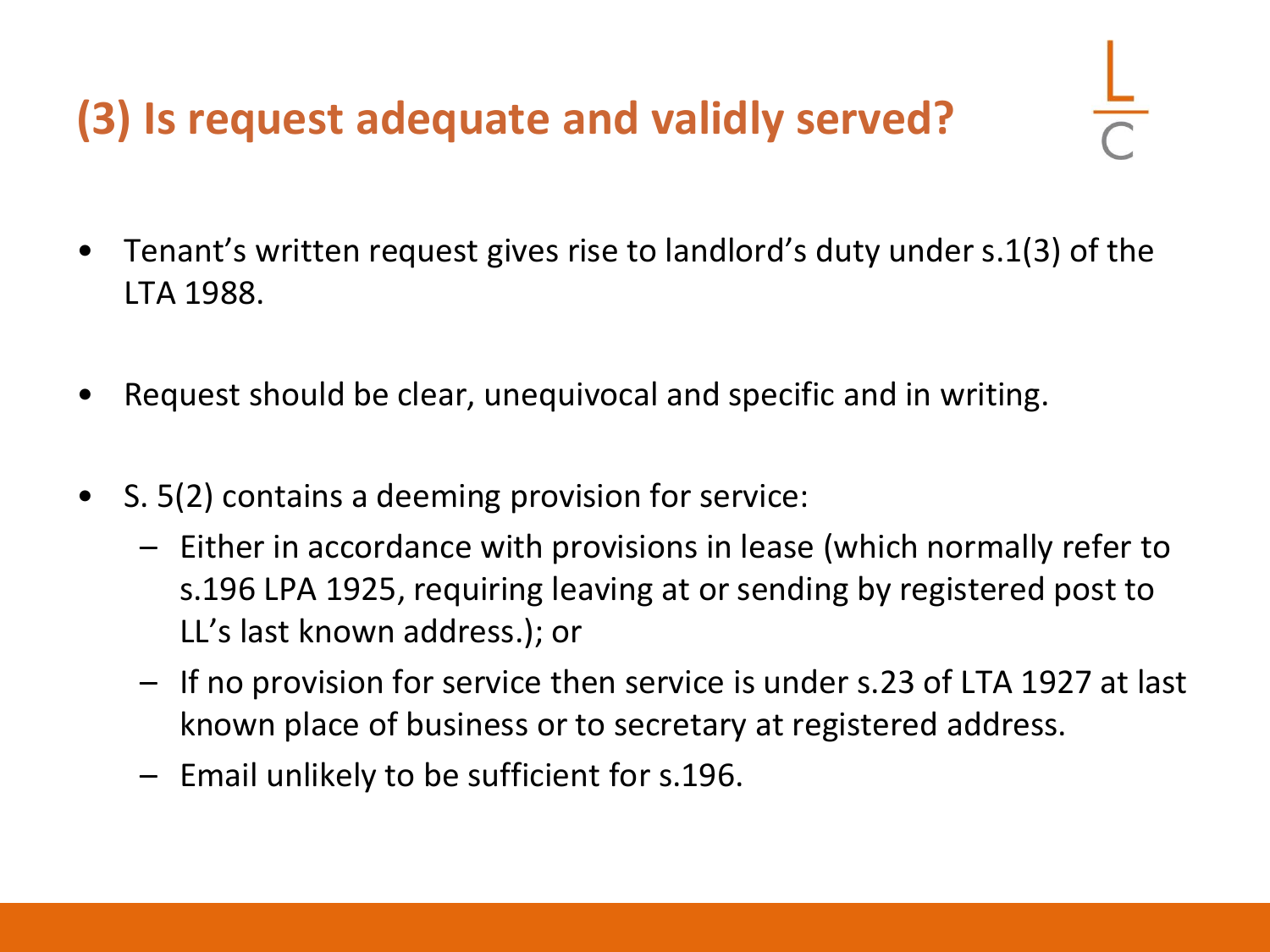## (3) Is request adequate and validly served?

- Tenant's written request gives rise to landlord's duty under s.1(3) of the LTA 1988.
- Request should be clear, unequivocal and specific and in writing.
- S. 5(2) contains a deeming provision for service:
  - Either in accordance with provisions in lease (which normally refer to s.196 LPA 1925, requiring leaving at or sending by registered post to LL's last known address.); or
  - If no provision for service then service is under s.23 of LTA 1927 at last known place of business or to secretary at registered address.
  - Email unlikely to be sufficient for s.196.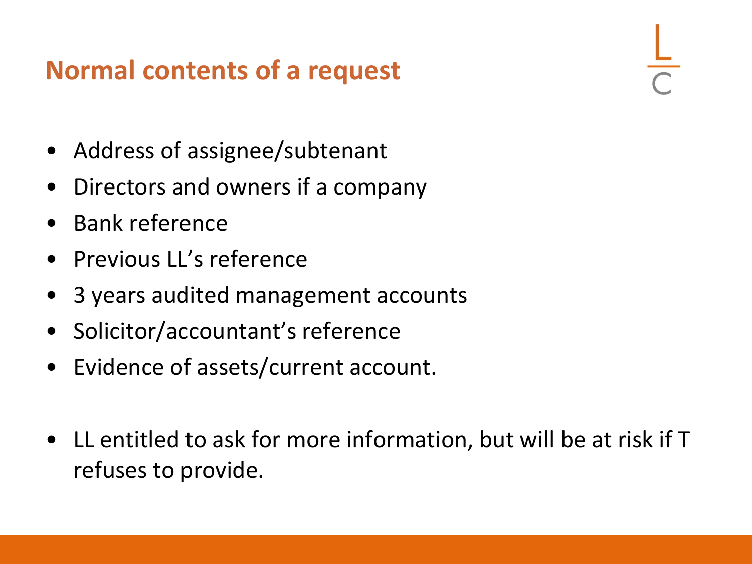## Normal contents of a request

- Address of assignee/subtenant
- Directors and owners if a company
- Bank reference
- Previous LL's reference
- 3 years audited management accounts
- Solicitor/accountant's reference
- Evidence of assets/current account.

- LL entitled to ask for more information, but will be at risk if T refuses to provide.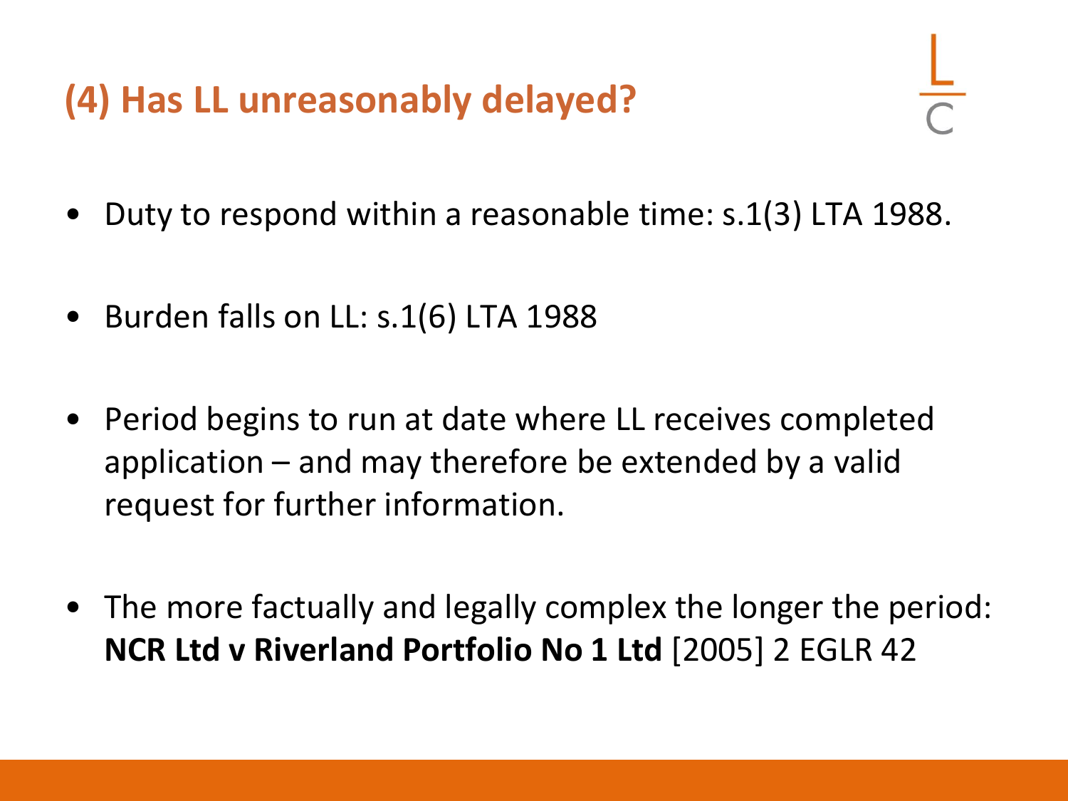# (4) Has LL unreasonably delayed?

- Duty to respond within a reasonable time: s.1(3) LTA 1988.
- Burden falls on LL: s.1(6) LTA 1988
- Period begins to run at date where LL receives completed application – and may therefore be extended by a valid request for further information.
- The more factually and legally complex the longer the period: **NCR Ltd v Riverland Portfolio No 1 Ltd** [2005] 2 EGLR 42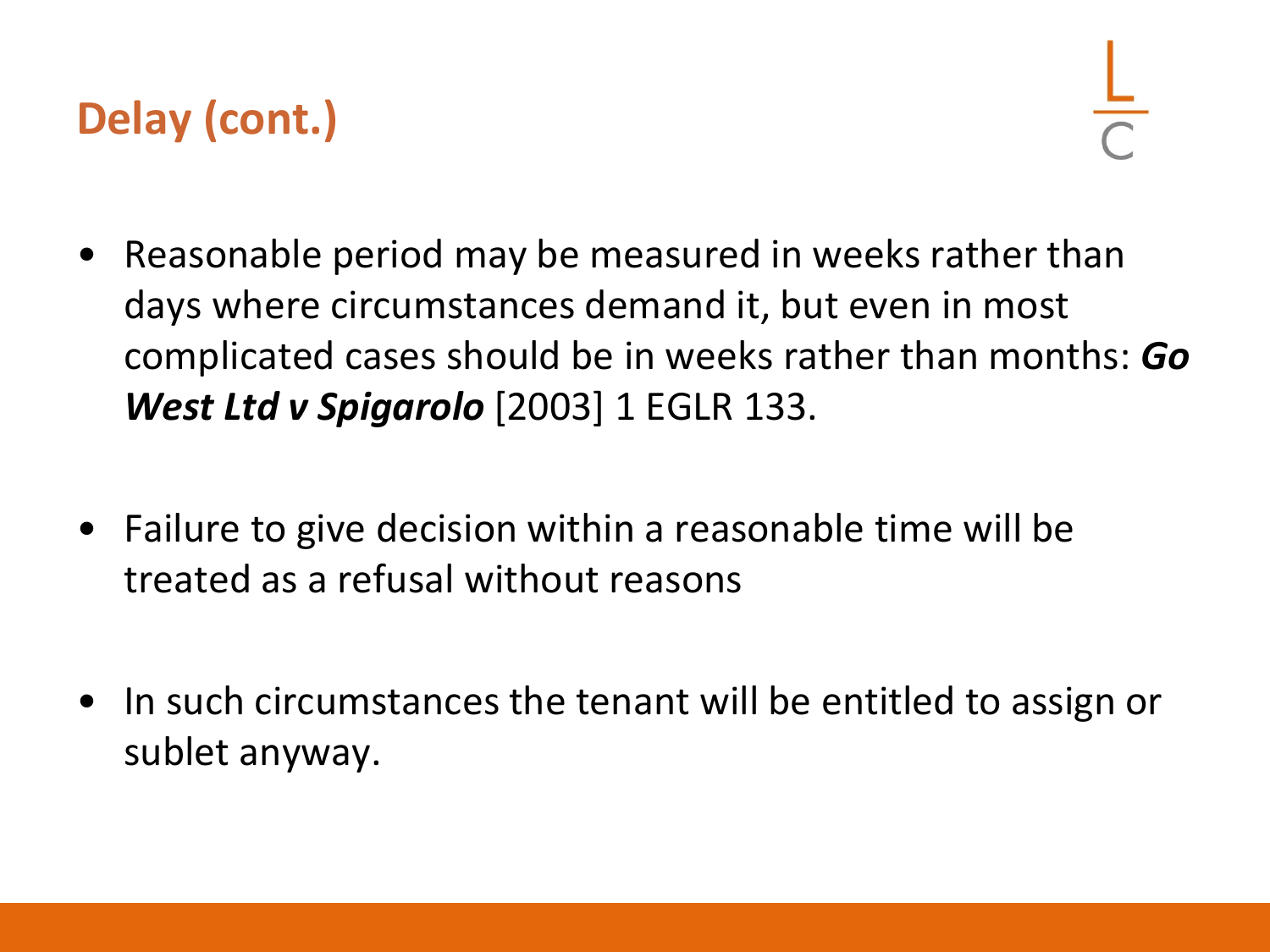## Delay (cont.)

- Reasonable period may be measured in weeks rather than days where circumstances demand it, but even in most complicated cases should be in weeks rather than months: ***Go West Ltd v Spigarolo*** [2003] 1 EGLR 133.

- Failure to give decision within a reasonable time will be treated as a refusal without reasons

- In such circumstances the tenant will be entitled to assign or sublet anyway.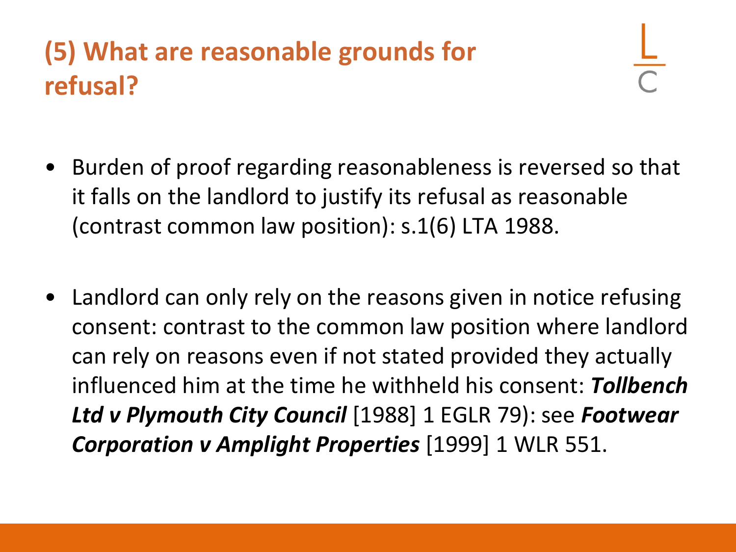# (5) What are reasonable grounds for refusal?

- Burden of proof regarding reasonableness is reversed so that it falls on the landlord to justify its refusal as reasonable (contrast common law position): s.1(6) LTA 1988.

- Landlord can only rely on the reasons given in notice refusing consent: contrast to the common law position where landlord can rely on reasons even if not stated provided they actually influenced him at the time he withheld his consent: ***Tollbench Ltd v Plymouth City Council*** [1988] 1 EGLR 79): see ***Footwear Corporation v Amplight Properties*** [1999] 1 WLR 551.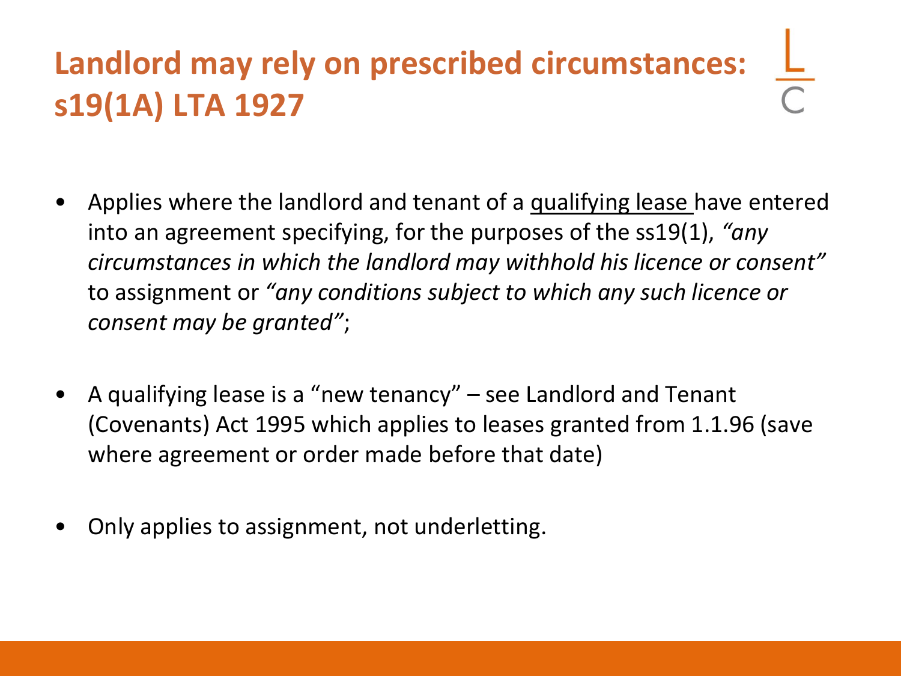# Landlord may rely on prescribed circumstances: s19(1A) LTA 1927

- Applies where the landlord and tenant of a <u>qualifying lease</u> have entered into an agreement specifying, for the purposes of the ss19(1), *"any circumstances in which the landlord may withhold his licence or consent"* to assignment or *"any conditions subject to which any such licence or consent may be granted"*;

- A qualifying lease is a "new tenancy" – see Landlord and Tenant (Covenants) Act 1995 which applies to leases granted from 1.1.96 (save where agreement or order made before that date)

- Only applies to assignment, not underletting.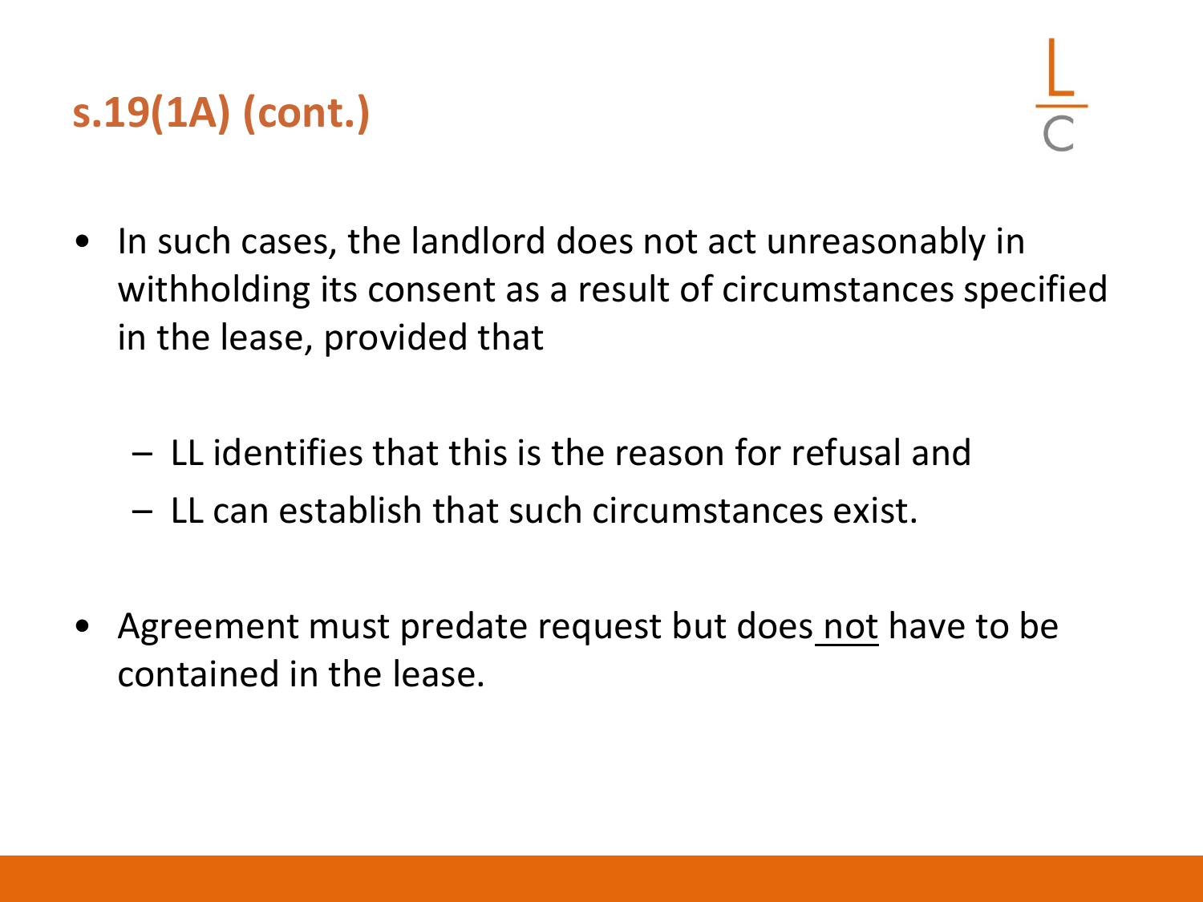## s.19(1A) (cont.)

- In such cases, the landlord does not act unreasonably in withholding its consent as a result of circumstances specified in the lease, provided that
  - LL identifies that this is the reason for refusal and
  - LL can establish that such circumstances exist.
- Agreement must predate request but does not have to be contained in the lease.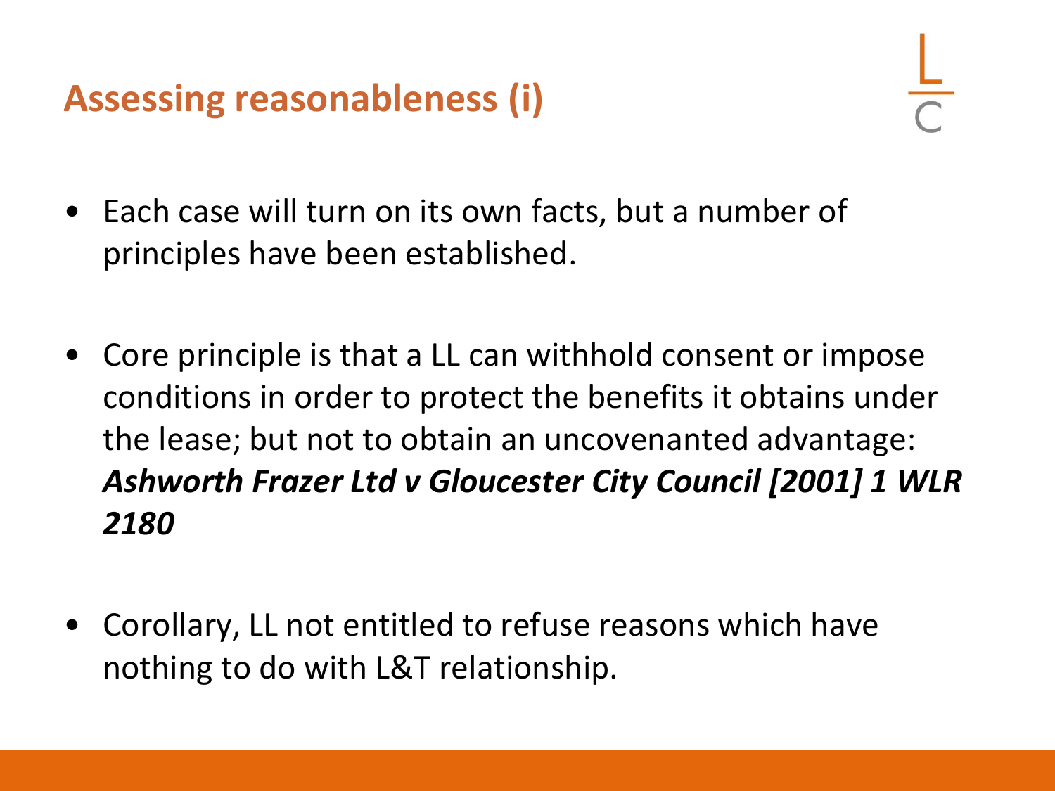## Assessing reasonableness (i)

- Each case will turn on its own facts, but a number of principles have been established.
- Core principle is that a LL can withhold consent or impose conditions in order to protect the benefits it obtains under the lease; but not to obtain an uncovenanted advantage: ***Ashworth Frazer Ltd v Gloucester City Council [2001] 1 WLR 2180***
- Corollary, LL not entitled to refuse reasons which have nothing to do with L&T relationship.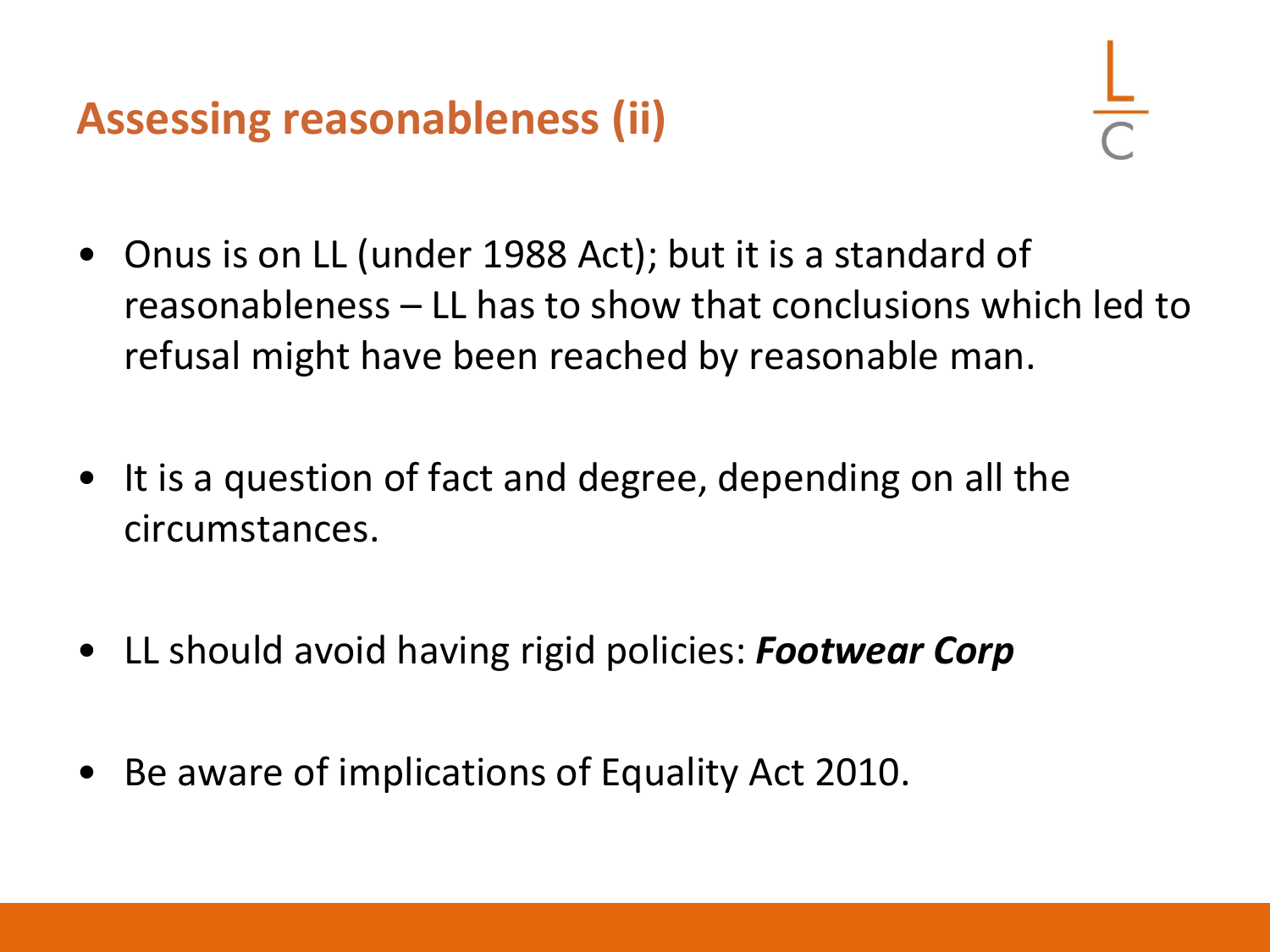## Assessing reasonableness (ii)

- Onus is on LL (under 1988 Act); but it is a standard of reasonableness – LL has to show that conclusions which led to refusal might have been reached by reasonable man.

- It is a question of fact and degree, depending on all the circumstances.

- LL should avoid having rigid policies: ***Footwear Corp***

- Be aware of implications of Equality Act 2010.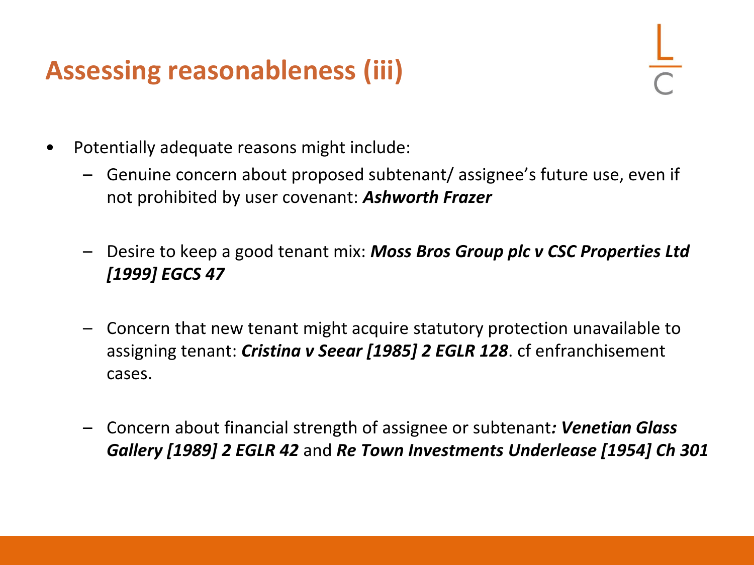# Assessing reasonableness (iii)

- Potentially adequate reasons might include:
  - Genuine concern about proposed subtenant/ assignee's future use, even if not prohibited by user covenant: ***Ashworth Frazer***
  - Desire to keep a good tenant mix: ***Moss Bros Group plc v CSC Properties Ltd [1999] EGCS 47***
  - Concern that new tenant might acquire statutory protection unavailable to assigning tenant: ***Cristina v Seear [1985] 2 EGLR 128***. cf enfranchisement cases.
  - Concern about financial strength of assignee or subtenant***: Venetian Glass Gallery [1989] 2 EGLR 42*** and ***Re Town Investments Underlease [1954] Ch 301***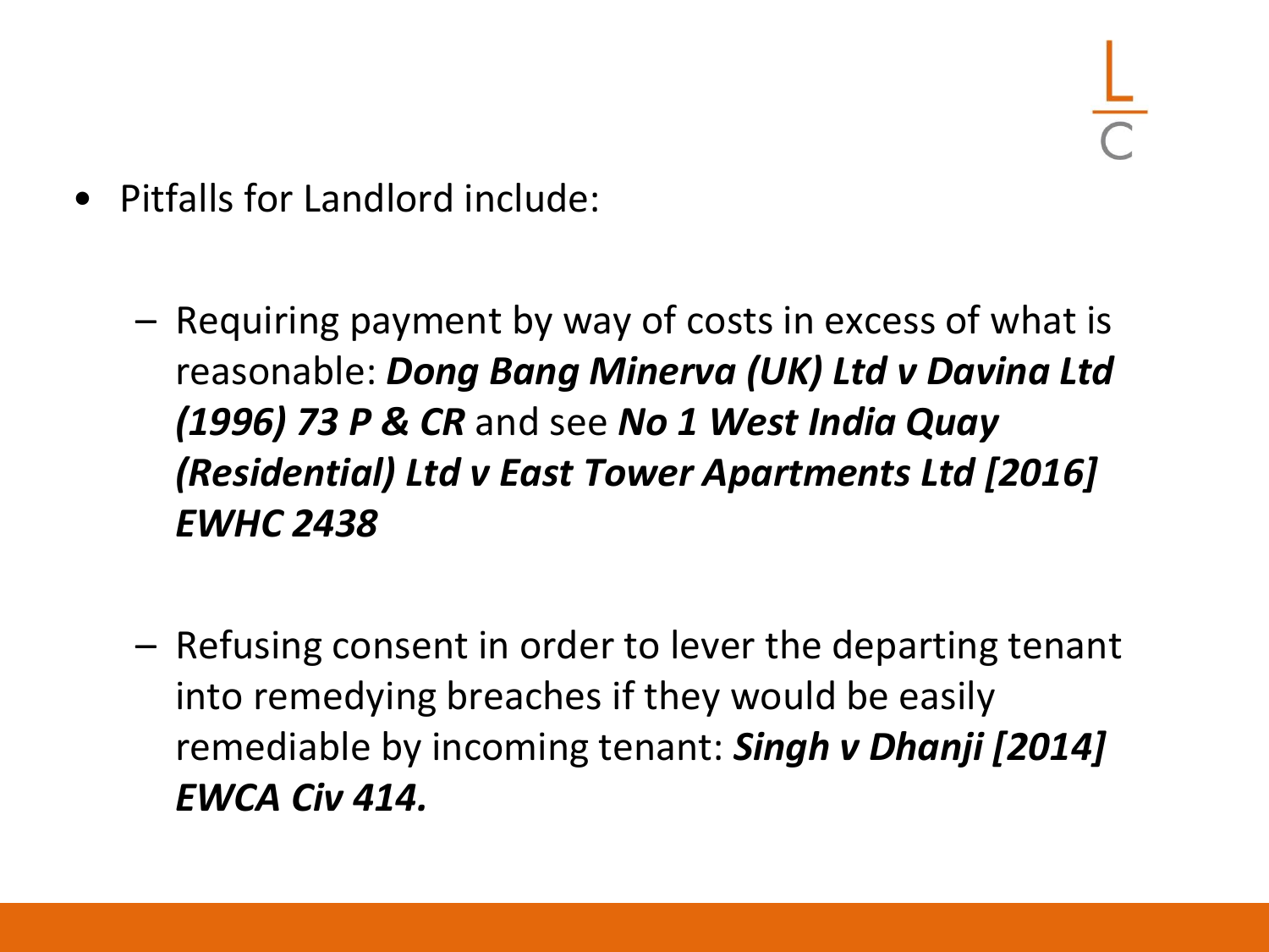- Pitfalls for Landlord include:

  - Requiring payment by way of costs in excess of what is reasonable: ***Dong Bang Minerva (UK) Ltd v Davina Ltd (1996) 73 P & CR*** and see ***No 1 West India Quay (Residential) Ltd v East Tower Apartments Ltd [2016] EWHC 2438***

  - Refusing consent in order to lever the departing tenant into remedying breaches if they would be easily remediable by incoming tenant: ***Singh v Dhanji [2014] EWCA Civ 414.***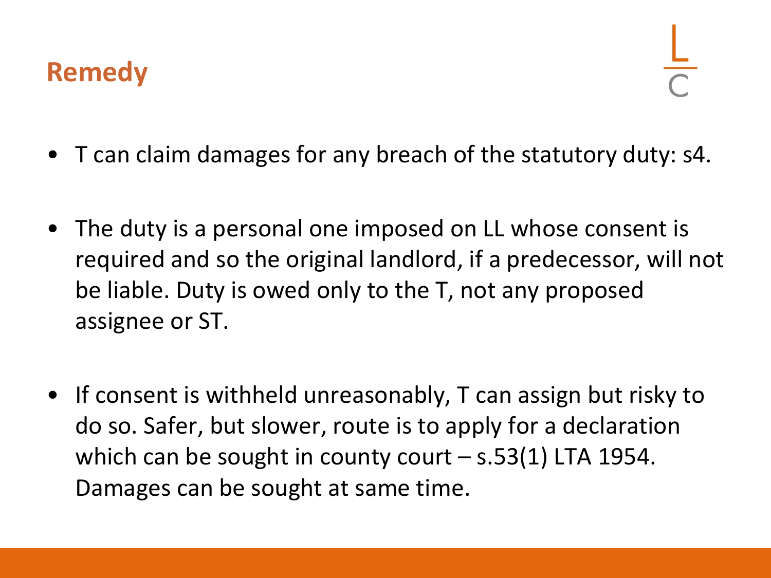## Remedy

- T can claim damages for any breach of the statutory duty: s4.
- The duty is a personal one imposed on LL whose consent is required and so the original landlord, if a predecessor, will not be liable. Duty is owed only to the T, not any proposed assignee or ST.
- If consent is withheld unreasonably, T can assign but risky to do so. Safer, but slower, route is to apply for a declaration which can be sought in county court – s.53(1) LTA 1954. Damages can be sought at same time.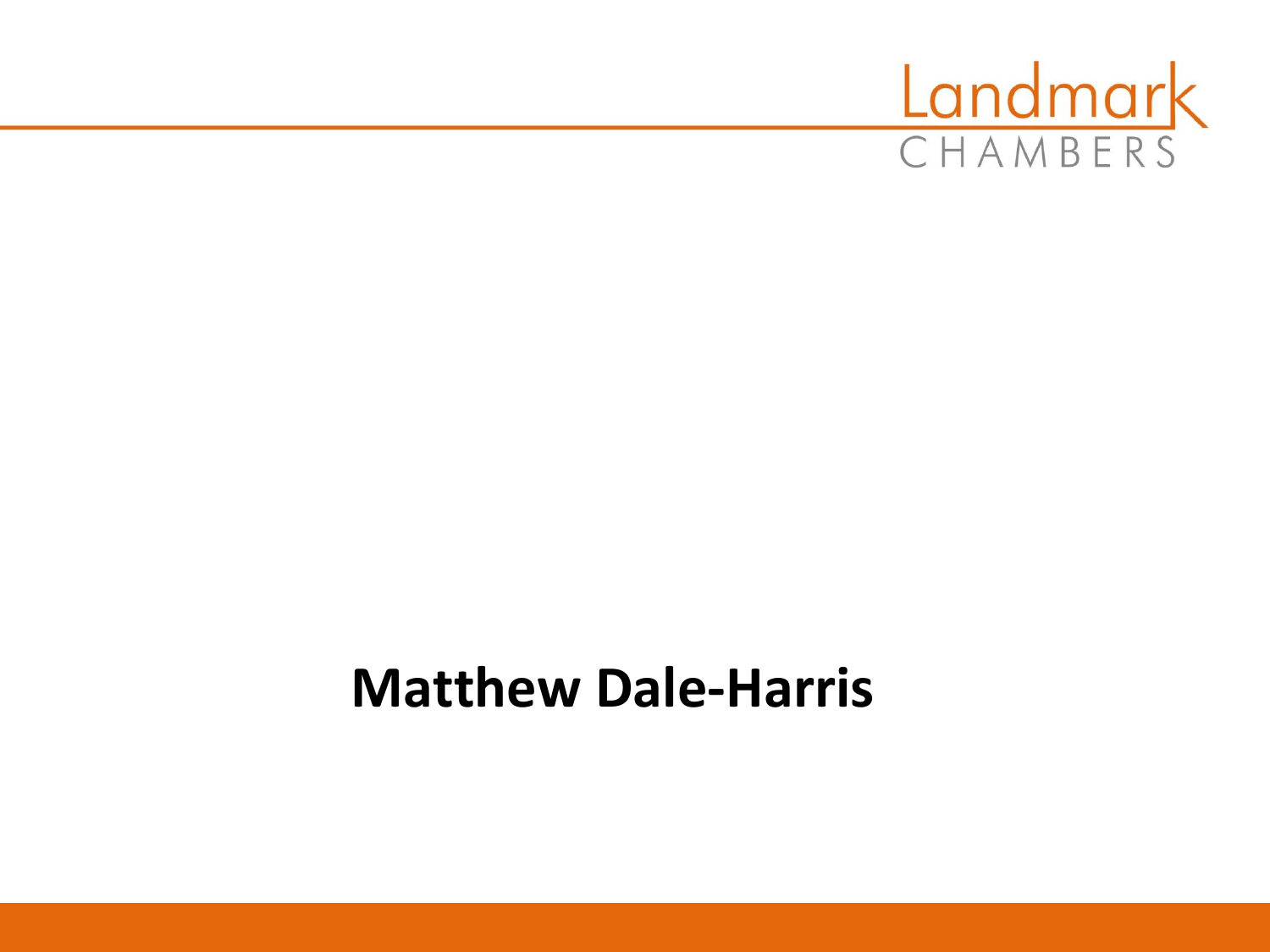Landmark CHAMBERS

**Matthew Dale-Harris**